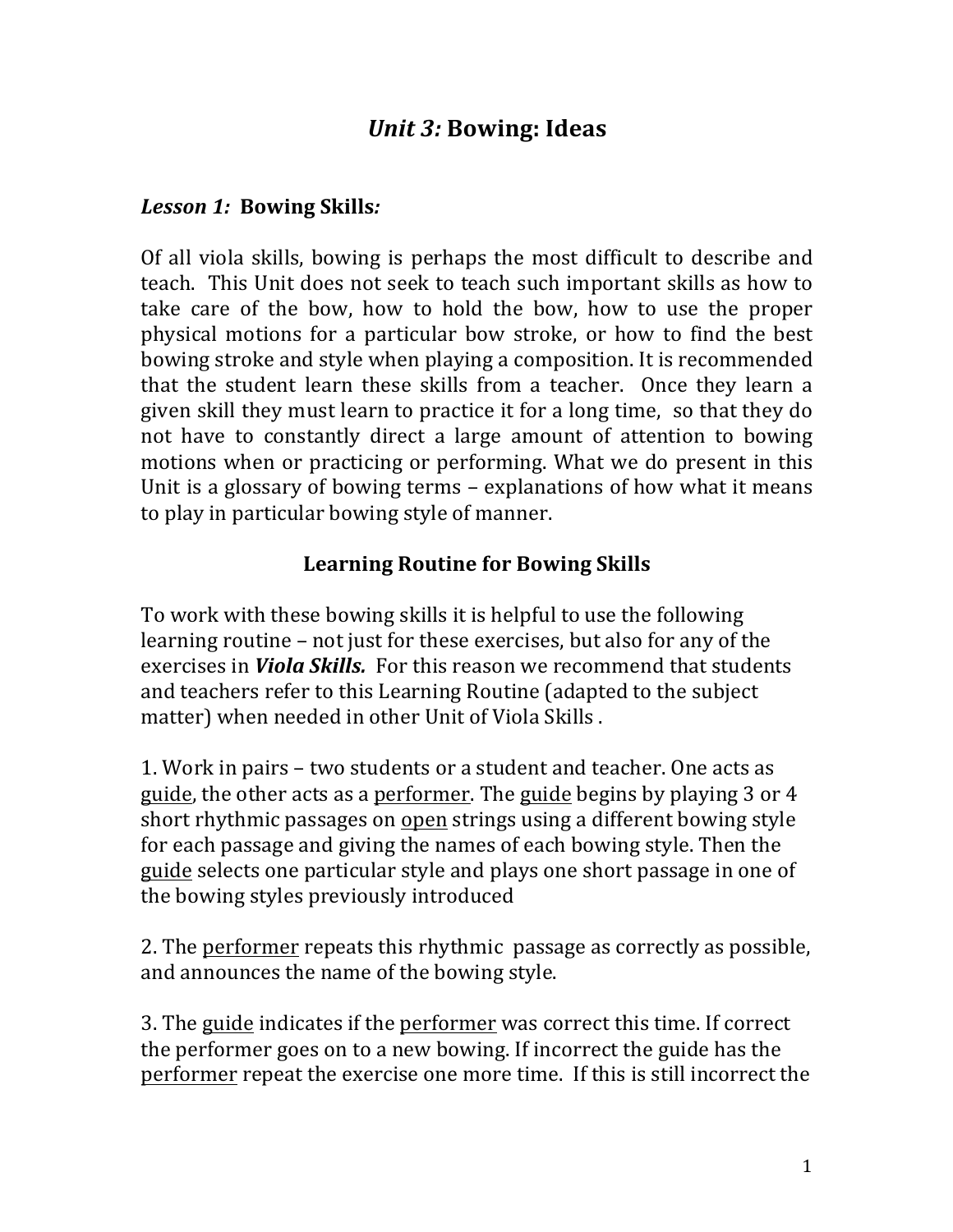# *Unit 3:* Bowing: Ideas

## *Lesson 1:* Bowing Skills*:*

Of all viola skills, bowing is perhaps the most difficult to describe and teach. This Unit does not seek to teach such important skills as how to take care of the bow, how to hold the bow, how to use the proper physical motions for a particular bow stroke, or how to find the best bowing stroke and style when playing a composition. It is recommended that the student learn these skills from a teacher. Once they learn a given skill they must learn to practice it for a long time, so that they do not have to constantly direct a large amount of attention to bowing motions when or practicing or performing. What we do present in this Unit is a glossary of bowing terms – explanations of how what it means to play in particular bowing style of manner.

### Learning Routine for Bowing Skills

To work with these bowing skills it is helpful to use the following learning routine – not just for these exercises, but also for any of the exercises in ***Viola Skills.*** For this reason we recommend that students and teachers refer to this Learning Routine (adapted to the subject matter) when needed in other Unit of Viola Skills .

1. Work in pairs – two students or a student and teacher. One acts as <u>guide</u>, the other acts as a <u>performer</u>. The <u>guide</u> begins by playing 3 or 4 short rhythmic passages on <u>open</u> strings using a different bowing style for each passage and giving the names of each bowing style. Then the <u>guide</u> selects one particular style and plays one short passage in one of the bowing styles previously introduced

2. The <u>performer</u> repeats this rhythmic passage as correctly as possible, and announces the name of the bowing style.

3. The <u>guide</u> indicates if the <u>performer</u> was correct this time. If correct the performer goes on to a new bowing. If incorrect the guide has the <u>performer</u> repeat the exercise one more time. If this is still incorrect the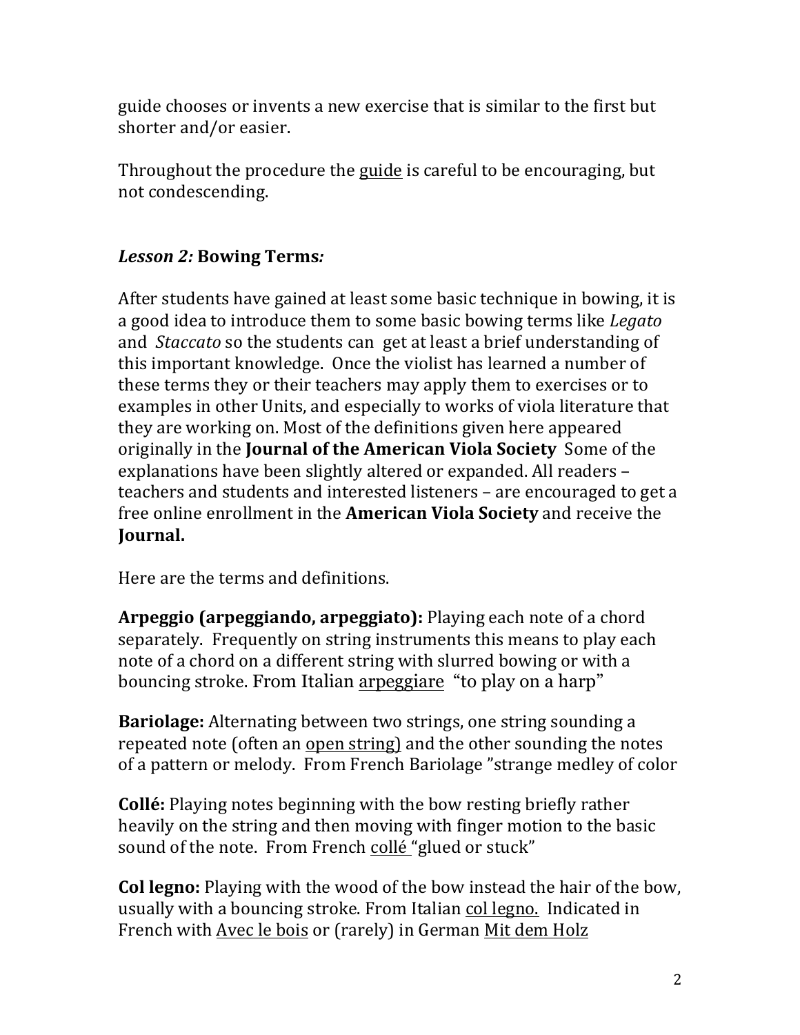guide chooses or invents a new exercise that is similar to the first but shorter and/or easier.

Throughout the procedure the <u>guide</u> is careful to be encouraging, but not condescending.

### *Lesson 2:* **Bowing Terms*:***

After students have gained at least some basic technique in bowing, it is a good idea to introduce them to some basic bowing terms like *Legato* and *Staccato* so the students can get at least a brief understanding of this important knowledge. Once the violist has learned a number of these terms they or their teachers may apply them to exercises or to examples in other Units, and especially to works of viola literature that they are working on. Most of the definitions given here appeared originally in the **Journal of the American Viola Society** Some of the explanations have been slightly altered or expanded. All readers – teachers and students and interested listeners – are encouraged to get a free online enrollment in the **American Viola Society** and receive the **Journal.**

Here are the terms and definitions.

**Arpeggio (arpeggiando, arpeggiato):** Playing each note of a chord separately. Frequently on string instruments this means to play each note of a chord on a different string with slurred bowing or with a bouncing stroke. From Italian <u>arpeggiare</u> "to play on a harp"

**Bariolage:** Alternating between two strings, one string sounding a repeated note (often an <u>open string)</u> and the other sounding the notes of a pattern or melody. From French Bariolage "strange medley of color

**Collé:** Playing notes beginning with the bow resting briefly rather heavily on the string and then moving with finger motion to the basic sound of the note. From French <u>collé</u> "glued or stuck"

**Col legno:** Playing with the wood of the bow instead the hair of the bow, usually with a bouncing stroke. From Italian <u>col legno.</u> Indicated in French with <u>Avec le bois</u> or (rarely) in German <u>Mit dem Holz</u>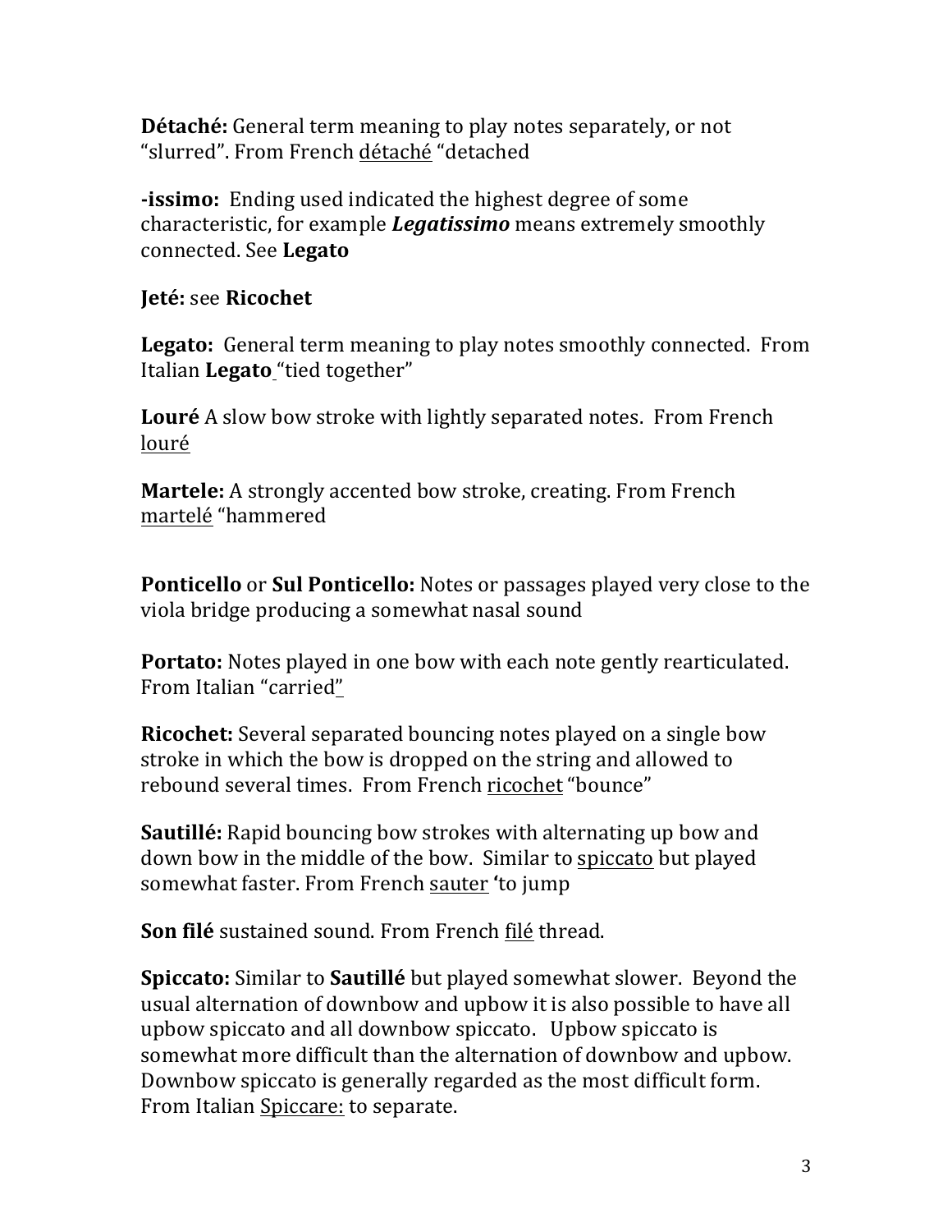**Détaché:** General term meaning to play notes separately, or not "slurred". From French détaché "detached

**-issimo:** Ending used indicated the highest degree of some characteristic, for example ***Legatissimo*** means extremely smoothly connected. See **Legato**

**Jeté:** see **Ricochet**

**Legato:** General term meaning to play notes smoothly connected. From Italian **Legato** "tied together"

**Louré** A slow bow stroke with lightly separated notes. From French louré

**Martele:** A strongly accented bow stroke, creating. From French martelé "hammered

**Ponticello** or **Sul Ponticello:** Notes or passages played very close to the viola bridge producing a somewhat nasal sound

**Portato:** Notes played in one bow with each note gently rearticulated. From Italian "carried"

**Ricochet:** Several separated bouncing notes played on a single bow stroke in which the bow is dropped on the string and allowed to rebound several times. From French ricochet "bounce"

**Sautillé:** Rapid bouncing bow strokes with alternating up bow and down bow in the middle of the bow. Similar to spiccato but played somewhat faster. From French sauter 'to jump

**Son filé** sustained sound. From French filé thread.

**Spiccato:** Similar to **Sautillé** but played somewhat slower. Beyond the usual alternation of downbow and upbow it is also possible to have all upbow spiccato and all downbow spiccato. Upbow spiccato is somewhat more difficult than the alternation of downbow and upbow. Downbow spiccato is generally regarded as the most difficult form. From Italian Spiccare: to separate.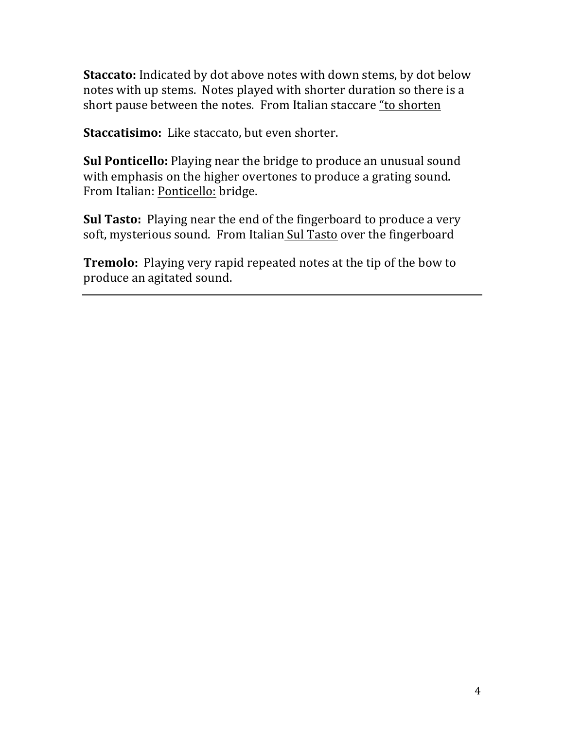**Staccato:** Indicated by dot above notes with down stems, by dot below notes with up stems. Notes played with shorter duration so there is a short pause between the notes. From Italian staccare "to shorten

**Staccatisimo:** Like staccato, but even shorter.

**Sul Ponticello:** Playing near the bridge to produce an unusual sound with emphasis on the higher overtones to produce a grating sound. From Italian: Ponticello: bridge.

**Sul Tasto:** Playing near the end of the fingerboard to produce a very soft, mysterious sound. From Italian Sul Tasto over the fingerboard

**Tremolo:** Playing very rapid repeated notes at the tip of the bow to produce an agitated sound.

---